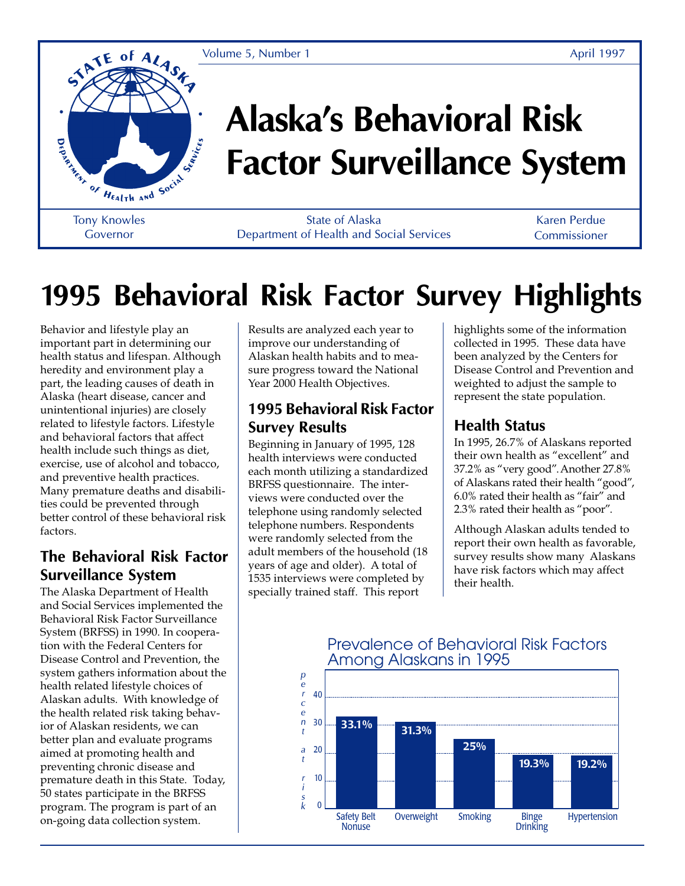Volume 5, Number 1 April 1997

# Alaska's Behavioral Risk Factor Surveillance System

Tony Knowles
Governor

State of Alaska
Department of Health and Social Services

Karen Perdue
Commissioner

# 1995 Behavioral Risk Factor Survey Highlights

Behavior and lifestyle play an important part in determining our health status and lifespan. Although heredity and environment play a part, the leading causes of death in Alaska (heart disease, cancer and unintentional injuries) are closely related to lifestyle factors. Lifestyle and behavioral factors that affect health include such things as diet, exercise, use of alcohol and tobacco, and preventive health practices. Many premature deaths and disabilities could be prevented through better control of these behavioral risk factors.

## The Behavioral Risk Factor Surveillance System

The Alaska Department of Health and Social Services implemented the Behavioral Risk Factor Surveillance System (BRFSS) in 1990. In cooperation with the Federal Centers for Disease Control and Prevention, the system gathers information about the health related lifestyle choices of Alaskan adults. With knowledge of the health related risk taking behavior of Alaskan residents, we can better plan and evaluate programs aimed at promoting health and preventing chronic disease and premature death in this State. Today, 50 states participate in the BRFSS program. The program is part of an on-going data collection system. Results are analyzed each year to improve our understanding of Alaskan health habits and to measure progress toward the National Year 2000 Health Objectives.

## 1995 Behavioral Risk Factor Survey Results

Beginning in January of 1995, 128 health interviews were conducted each month utilizing a standardized BRFSS questionnaire. The interviews were conducted over the telephone using randomly selected telephone numbers. Respondents were randomly selected from the adult members of the household (18 years of age and older). A total of 1535 interviews were completed by specially trained staff. This report highlights some of the information collected in 1995. These data have been analyzed by the Centers for Disease Control and Prevention and weighted to adjust the sample to represent the state population.

## Health Status

In 1995, 26.7% of Alaskans reported their own health as "excellent" and 37.2% as "very good". Another 27.8% of Alaskans rated their health "good", 6.0% rated their health as "fair" and 2.3% rated their health as "poor".

Although Alaskan adults tended to report their own health as favorable, survey results show many Alaskans have risk factors which may affect their health.

**Prevalence of Behavioral Risk Factors Among Alaskans in 1995**

| Risk Factor | percent at risk |
|---|---|
| Safety Belt Nonuse | 33.1% |
| Overweight | 31.3% |
| Smoking | 25% |
| Binge Drinking | 19.3% |
| Hypertension | 19.2% |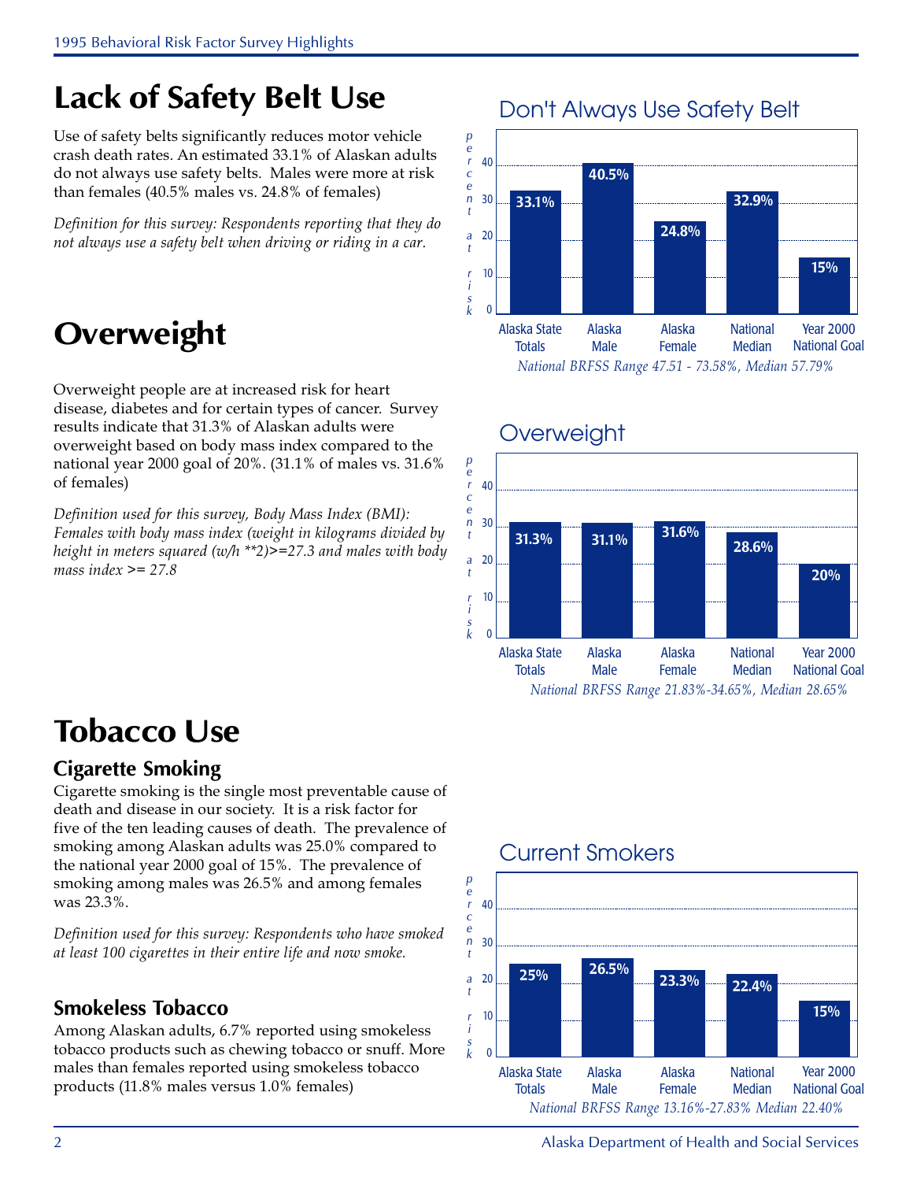# Lack of Safety Belt Use

Use of safety belts significantly reduces motor vehicle crash death rates. An estimated 33.1% of Alaskan adults do not always use safety belts. Males were more at risk than females (40.5% males vs. 24.8% of females)

*Definition for this survey: Respondents reporting that they do not always use a safety belt when driving or riding in a car.*

## Don't Always Use Safety Belt

| | Alaska State Totals | Alaska Male | Alaska Female | National Median | Year 2000 National Goal |
|---|---|---|---|---|---|
| percent at risk | 33.1% | 40.5% | 24.8% | 32.9% | 15% |

*National BRFSS Range 47.51 - 73.58%, Median 57.79%*

# Overweight

Overweight people are at increased risk for heart disease, diabetes and for certain types of cancer. Survey results indicate that 31.3% of Alaskan adults were overweight based on body mass index compared to the national year 2000 goal of 20%. (31.1% of males vs. 31.6% of females)

*Definition used for this survey, Body Mass Index (BMI): Females with body mass index (weight in kilograms divided by height in meters squared (w/h **2)>=27.3 and males with body mass index >= 27.8*

## Overweight

| | Alaska State Totals | Alaska Male | Alaska Female | National Median | Year 2000 National Goal |
|---|---|---|---|---|---|
| percent at risk | 31.3% | 31.1% | 31.6% | 28.6% | 20% |

*National BRFSS Range 21.83%-34.65%, Median 28.65%*

# Tobacco Use

## Cigarette Smoking

Cigarette smoking is the single most preventable cause of death and disease in our society. It is a risk factor for five of the ten leading causes of death. The prevalence of smoking among Alaskan adults was 25.0% compared to the national year 2000 goal of 15%. The prevalence of smoking among males was 26.5% and among females was 23.3%.

*Definition used for this survey: Respondents who have smoked at least 100 cigarettes in their entire life and now smoke.*

## Current Smokers

| | Alaska State Totals | Alaska Male | Alaska Female | National Median | Year 2000 National Goal |
|---|---|---|---|---|---|
| percent at risk | 25% | 26.5% | 23.3% | 22.4% | 15% |

*National BRFSS Range 13.16%-27.83% Median 22.40%*

## Smokeless Tobacco

Among Alaskan adults, 6.7% reported using smokeless tobacco products such as chewing tobacco or snuff. More males than females reported using smokeless tobacco products (11.8% males versus 1.0% females)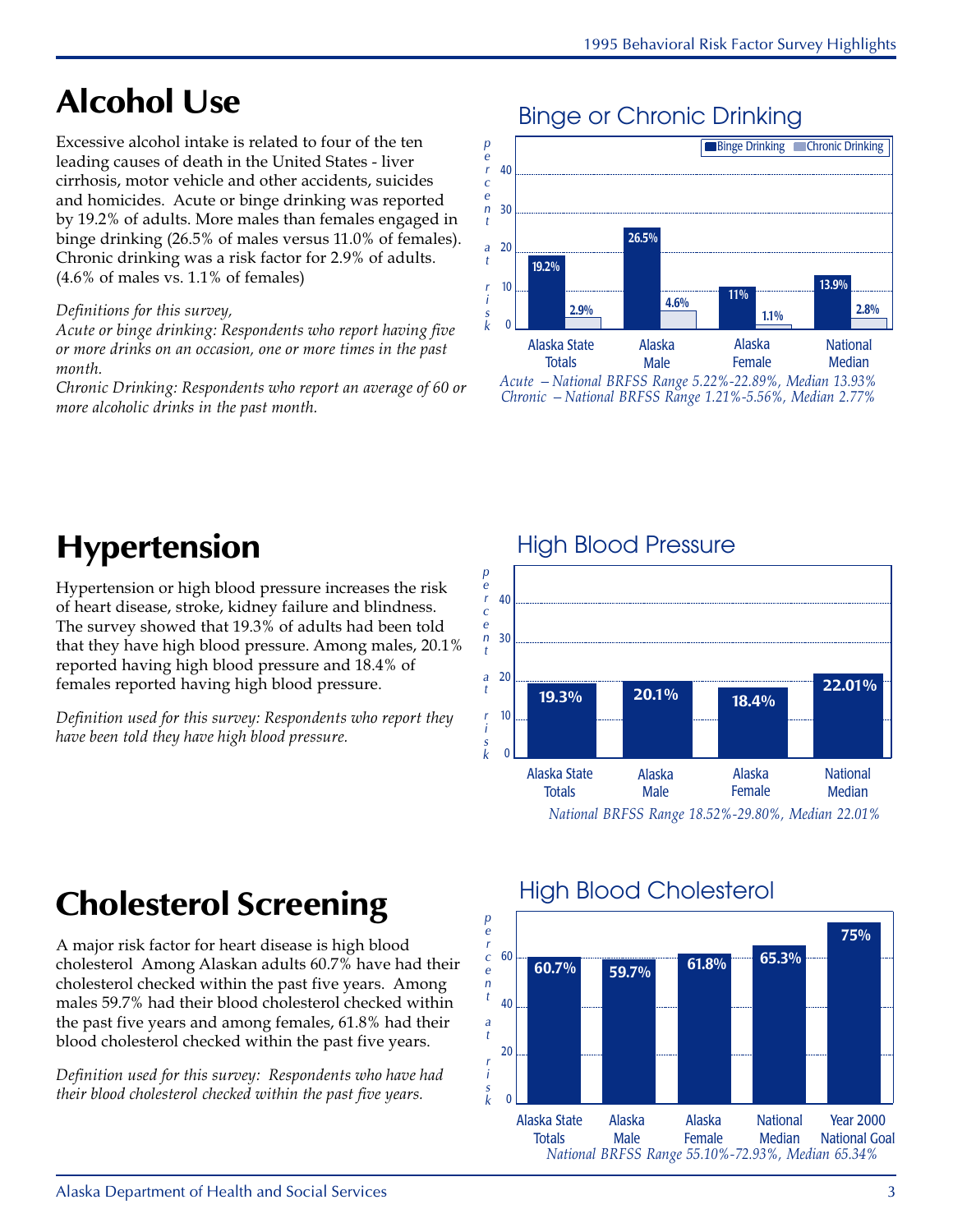# Alcohol Use

Excessive alcohol intake is related to four of the ten leading causes of death in the United States - liver cirrhosis, motor vehicle and other accidents, suicides and homicides. Acute or binge drinking was reported by 19.2% of adults. More males than females engaged in binge drinking (26.5% of males versus 11.0% of females). Chronic drinking was a risk factor for 2.9% of adults. (4.6% of males vs. 1.1% of females)

*Definitions for this survey,*
*Acute or binge drinking: Respondents who report having five or more drinks on an occasion, one or more times in the past month.*
*Chronic Drinking: Respondents who report an average of 60 or more alcoholic drinks in the past month.*

## Binge or Chronic Drinking

| | Binge Drinking | Chronic Drinking |
|---|---|---|
| Alaska State Totals | 19.2% | 2.9% |
| Alaska Male | 26.5% | 4.6% |
| Alaska Female | 11% | 1.1% |
| National Median | 13.9% | 2.8% |

*Acute – National BRFSS Range 5.22%-22.89%, Median 13.93%*
*Chronic – National BRFSS Range 1.21%-5.56%, Median 2.77%*

# Hypertension

Hypertension or high blood pressure increases the risk of heart disease, stroke, kidney failure and blindness. The survey showed that 19.3% of adults had been told that they have high blood pressure. Among males, 20.1% reported having high blood pressure and 18.4% of females reported having high blood pressure.

*Definition used for this survey: Respondents who report they have been told they have high blood pressure.*

## High Blood Pressure

| | percent at risk |
|---|---|
| Alaska State Totals | 19.3% |
| Alaska Male | 20.1% |
| Alaska Female | 18.4% |
| National Median | 22.01% |

*National BRFSS Range 18.52%-29.80%, Median 22.01%*

# Cholesterol Screening

A major risk factor for heart disease is high blood cholesterol Among Alaskan adults 60.7% have had their cholesterol checked within the past five years. Among males 59.7% had their blood cholesterol checked within the past five years and among females, 61.8% had their blood cholesterol checked within the past five years.

*Definition used for this survey: Respondents who have had their blood cholesterol checked within the past five years.*

## High Blood Cholesterol

| | percent at risk |
|---|---|
| Alaska State Totals | 60.7% |
| Alaska Male | 59.7% |
| Alaska Female | 61.8% |
| National Median | 65.3% |
| Year 2000 National Goal | 75% |

*National BRFSS Range 55.10%-72.93%, Median 65.34%*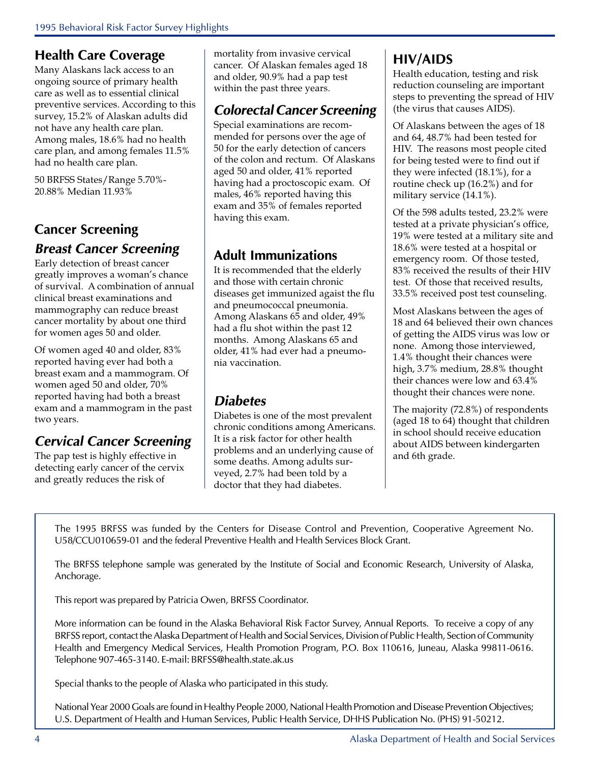## Health Care Coverage

Many Alaskans lack access to an ongoing source of primary health care as well as to essential clinical preventive services. According to this survey, 15.2% of Alaskan adults did not have any health care plan. Among males, 18.6% had no health care plan, and among females 11.5% had no health care plan.

50 BRFSS States/Range 5.70%-20.88% Median 11.93%

## Cancer Screening

### *Breast Cancer Screening*

Early detection of breast cancer greatly improves a woman's chance of survival. A combination of annual clinical breast examinations and mammography can reduce breast cancer mortality by about one third for women ages 50 and older.

Of women aged 40 and older, 83% reported having ever had both a breast exam and a mammogram. Of women aged 50 and older, 70% reported having had both a breast exam and a mammogram in the past two years.

### *Cervical Cancer Screening*

The pap test is highly effective in detecting early cancer of the cervix and greatly reduces the risk of mortality from invasive cervical cancer. Of Alaskan females aged 18 and older, 90.9% had a pap test within the past three years.

### *Colorectal Cancer Screening*

Special examinations are recommended for persons over the age of 50 for the early detection of cancers of the colon and rectum. Of Alaskans aged 50 and older, 41% reported having had a proctoscopic exam. Of males, 46% reported having this exam and 35% of females reported having this exam.

## Adult Immunizations

It is recommended that the elderly and those with certain chronic diseases get immunized agaist the flu and pneumococcal pneumonia. Among Alaskans 65 and older, 49% had a flu shot within the past 12 months. Among Alaskans 65 and older, 41% had ever had a pneumonia vaccination.

## *Diabetes*

Diabetes is one of the most prevalent chronic conditions among Americans. It is a risk factor for other health problems and an underlying cause of some deaths. Among adults surveyed, 2.7% had been told by a doctor that they had diabetes.

## HIV/AIDS

Health education, testing and risk reduction counseling are important steps to preventing the spread of HIV (the virus that causes AIDS).

Of Alaskans between the ages of 18 and 64, 48.7% had been tested for HIV. The reasons most people cited for being tested were to find out if they were infected (18.1%), for a routine check up (16.2%) and for military service (14.1%).

Of the 598 adults tested, 23.2% were tested at a private physician's office, 19% were tested at a military site and 18.6% were tested at a hospital or emergency room. Of those tested, 83% received the results of their HIV test. Of those that received results, 33.5% received post test counseling.

Most Alaskans between the ages of 18 and 64 believed their own chances of getting the AIDS virus was low or none. Among those interviewed, 1.4% thought their chances were high, 3.7% medium, 28.8% thought their chances were low and 63.4% thought their chances were none.

The majority (72.8%) of respondents (aged 18 to 64) thought that children in school should receive education about AIDS between kindergarten and 6th grade.

---

The 1995 BRFSS was funded by the Centers for Disease Control and Prevention, Cooperative Agreement No. U58/CCU010659-01 and the federal Preventive Health and Health Services Block Grant.

The BRFSS telephone sample was generated by the Institute of Social and Economic Research, University of Alaska, Anchorage.

This report was prepared by Patricia Owen, BRFSS Coordinator.

More information can be found in the Alaska Behavioral Risk Factor Survey, Annual Reports. To receive a copy of any BRFSS report, contact the Alaska Department of Health and Social Services, Division of Public Health, Section of Community Health and Emergency Medical Services, Health Promotion Program, P.O. Box 110616, Juneau, Alaska 99811-0616. Telephone 907-465-3140. E-mail: BRFSS@health.state.ak.us

Special thanks to the people of Alaska who participated in this study.

National Year 2000 Goals are found in Healthy People 2000, National Health Promotion and Disease Prevention Objectives; U.S. Department of Health and Human Services, Public Health Service, DHHS Publication No. (PHS) 91-50212.